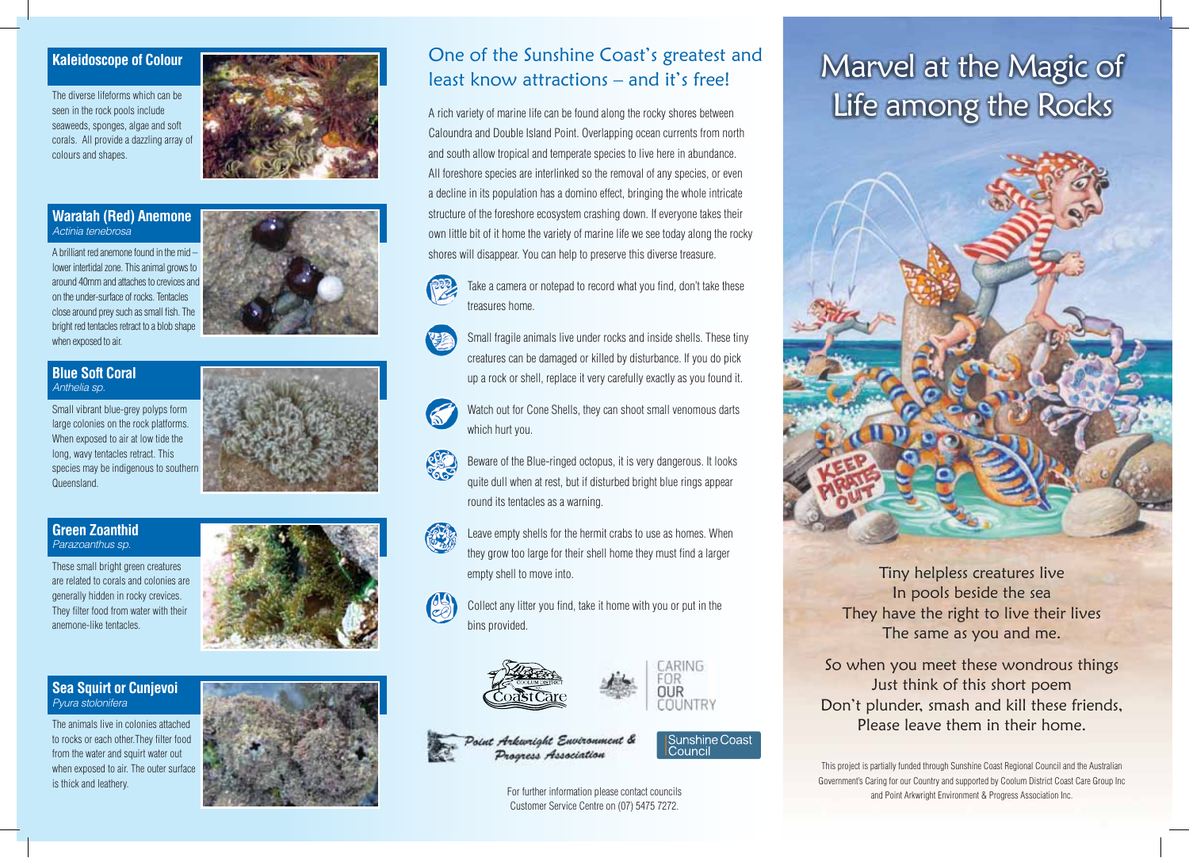## Kaleidoscope of Colour

The diverse lifeforms which can be seen in the rock pools include seaweeds, sponges, algae and soft corals. All provide a dazzling array of colours and shapes.

## Waratah (Red) Anemone

*Actinia tenebrosa*

A brilliant red anemone found in the mid – lower intertidal zone. This animal grows to around 40mm and attaches to crevices and on the under-surface of rocks. Tentacles close around prey such as small fish. The bright red tentacles retract to a blob shape when exposed to air.

## Blue Soft Coral

*Anthelia sp.*

Small vibrant blue-grey polyps form large colonies on the rock platforms. When exposed to air at low tide the long, wavy tentacles retract. This species may be indigenous to southern Queensland.

## Green Zoanthid

*Parazoanthus sp.*

These small bright green creatures are related to corals and colonies are generally hidden in rocky crevices. They filter food from water with their anemone-like tentacles.

## Sea Squirt or Cunjevoi

*Pyura stolonifera*

The animals live in colonies attached to rocks or each other.They filter food from the water and squirt water out when exposed to air. The outer surface is thick and leathery.

## One of the Sunshine Coast's greatest and least know attractions – and it's free!

A rich variety of marine life can be found along the rocky shores between Caloundra and Double Island Point. Overlapping ocean currents from north and south allow tropical and temperate species to live here in abundance. All foreshore species are interlinked so the removal of any species, or even a decline in its population has a domino effect, bringing the whole intricate structure of the foreshore ecosystem crashing down. If everyone takes their own little bit of it home the variety of marine life we see today along the rocky shores will disappear. You can help to preserve this diverse treasure.

- Take a camera or notepad to record what you find, don't take these treasures home.
- Small fragile animals live under rocks and inside shells. These tiny creatures can be damaged or killed by disturbance. If you do pick up a rock or shell, replace it very carefully exactly as you found it.
- Watch out for Cone Shells, they can shoot small venomous darts which hurt you.
- Beware of the Blue-ringed octopus, it is very dangerous. It looks quite dull when at rest, but if disturbed bright blue rings appear round its tentacles as a warning.
- Leave empty shells for the hermit crabs to use as homes. When they grow too large for their shell home they must find a larger empty shell to move into.
- Collect any litter you find, take it home with you or put in the bins provided.

Coolum District CoastCare

Caring for our Country

Point Arkwright Environment & Progress Association

Sunshine Coast Council

For further information please contact councils Customer Service Centre on (07) 5475 7272.

# Marvel at the Magic of Life among the Rocks

KEEP PIRATES OUT

Tiny helpless creatures live
In pools beside the sea
They have the right to live their lives
The same as you and me.

So when you meet these wondrous things
Just think of this short poem
Don't plunder, smash and kill these friends,
Please leave them in their home.

This project is partially funded through Sunshine Coast Regional Council and the Australian Government's Caring for our Country and supported by Coolum District Coast Care Group Inc and Point Arkwright Environment & Progress Association Inc.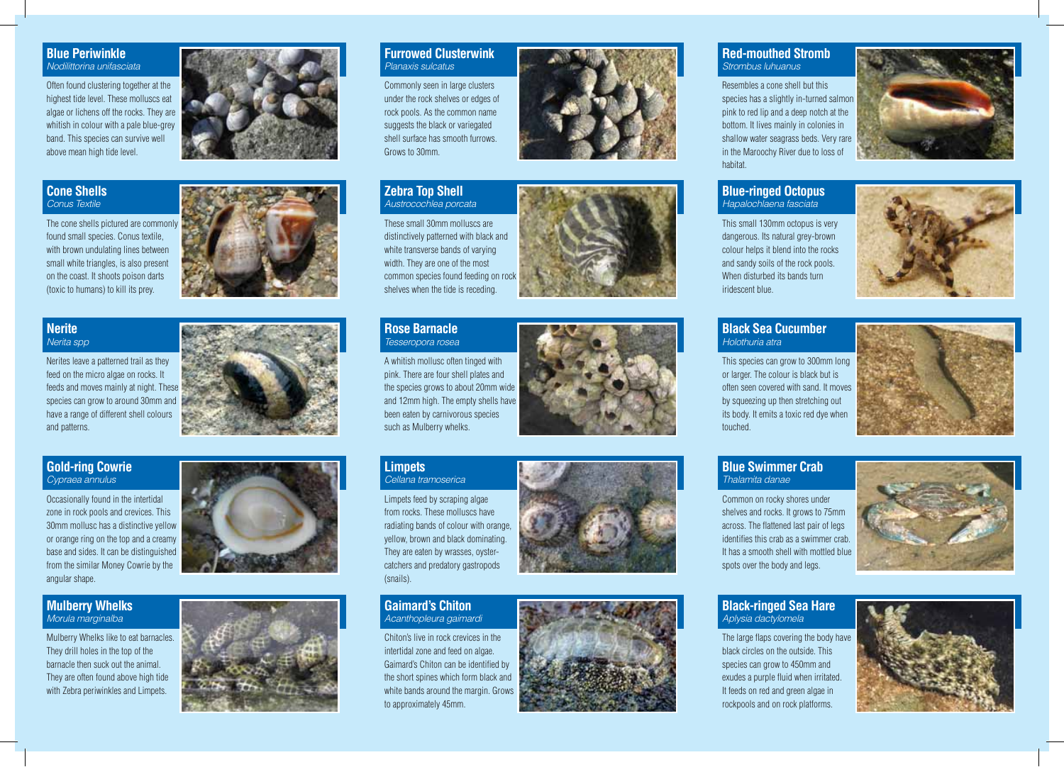## Blue Periwinkle
*Nodilittorina unifasciata*

Often found clustering together at the highest tide level. These molluscs eat algae or lichens off the rocks. They are whitish in colour with a pale blue-grey band. This species can survive well above mean high tide level.

## Cone Shells
*Conus Textile*

The cone shells pictured are commonly found small species. Conus textile, with brown undulating lines between small white triangles, is also present on the coast. It shoots poison darts (toxic to humans) to kill its prey.

## Nerite
*Nerita spp*

Nerites leave a patterned trail as they feed on the micro algae on rocks. It feeds and moves mainly at night. These species can grow to around 30mm and have a range of different shell colours and patterns.

## Gold-ring Cowrie
*Cypraea annulus*

Occasionally found in the intertidal zone in rock pools and crevices. This 30mm mollusc has a distinctive yellow or orange ring on the top and a creamy base and sides. It can be distinguished from the similar Money Cowrie by the angular shape.

## Mulberry Whelks
*Morula marginalba*

Mulberry Whelks like to eat barnacles. They drill holes in the top of the barnacle then suck out the animal. They are often found above high tide with Zebra periwinkles and Limpets.

## Furrowed Clusterwink
*Planaxis sulcatus*

Commonly seen in large clusters under the rock shelves or edges of rock pools. As the common name suggests the black or variegated shell surface has smooth furrows. Grows to 30mm.

## Zebra Top Shell
*Austrocochlea porcata*

These small 30mm molluscs are distinctively patterned with black and white transverse bands of varying width. They are one of the most common species found feeding on rock shelves when the tide is receding.

## Rose Barnacle
*Tesseropora rosea*

A whitish mollusc often tinged with pink. There are four shell plates and the species grows to about 20mm wide and 12mm high. The empty shells have been eaten by carnivorous species such as Mulberry whelks.

## Limpets
*Cellana tramoserica*

Limpets feed by scraping algae from rocks. These molluscs have radiating bands of colour with orange, yellow, brown and black dominating. They are eaten by wrasses, oyster-catchers and predatory gastropods (snails).

## Gaimard's Chiton
*Acanthopleura gaimardi*

Chiton's live in rock crevices in the intertidal zone and feed on algae. Gaimard's Chiton can be identified by the short spines which form black and white bands around the margin. Grows to approximately 45mm.

## Red-mouthed Stromb
*Strombus luhuanus*

Resembles a cone shell but this species has a slightly in-turned salmon pink to red lip and a deep notch at the bottom. It lives mainly in colonies in shallow water seagrass beds. Very rare in the Maroochy River due to loss of habitat.

## Blue-ringed Octopus
*Hapalochlaena fasciata*

This small 130mm octopus is very dangerous. Its natural grey-brown colour helps it blend into the rocks and sandy soils of the rock pools. When disturbed its bands turn iridescent blue.

## Black Sea Cucumber
*Holothuria atra*

This species can grow to 300mm long or larger. The colour is black but is often seen covered with sand. It moves by squeezing up then stretching out its body. It emits a toxic red dye when touched.

## Blue Swimmer Crab
*Thalamita danae*

Common on rocky shores under shelves and rocks. It grows to 75mm across. The flattened last pair of legs identifies this crab as a swimmer crab. It has a smooth shell with mottled blue spots over the body and legs.

## Black-ringed Sea Hare
*Aplysia dactylomela*

The large flaps covering the body have black circles on the outside. This species can grow to 450mm and exudes a purple fluid when irritated. It feeds on red and green algae in rockpools and on rock platforms.